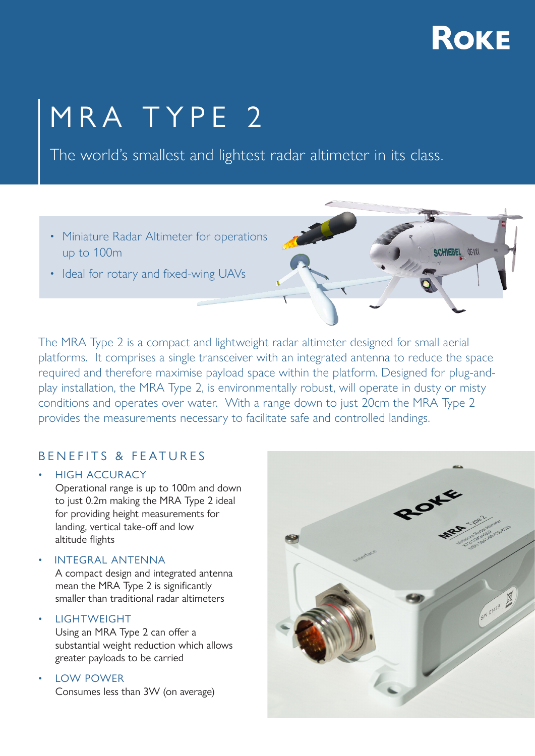ROKE

# MRA TYPE 2

The world's smallest and lightest radar altimeter in its class.

- Miniature Radar Altimeter for operations up to 100m
- Ideal for rotary and fixed-wing UAVs

The MRA Type 2 is a compact and lightweight radar altimeter designed for small aerial platforms. It comprises a single transceiver with an integrated antenna to reduce the space required and therefore maximise payload space within the platform. Designed for plug-and-play installation, the MRA Type 2, is environmentally robust, will operate in dusty or misty conditions and operates over water. With a range down to just 20cm the MRA Type 2 provides the measurements necessary to facilitate safe and controlled landings.

## BENEFITS & FEATURES

- HIGH ACCURACY
  Operational range is up to 100m and down to just 0.2m making the MRA Type 2 ideal for providing height measurements for landing, vertical take-off and low altitude flights
- INTEGRAL ANTENNA
  A compact design and integrated antenna mean the MRA Type 2 is significantly smaller than traditional radar altimeters
- LIGHTWEIGHT
  Using an MRA Type 2 can offer a substantial weight reduction which allows greater payloads to be carried
- LOW POWER
  Consumes less than 3W (on average)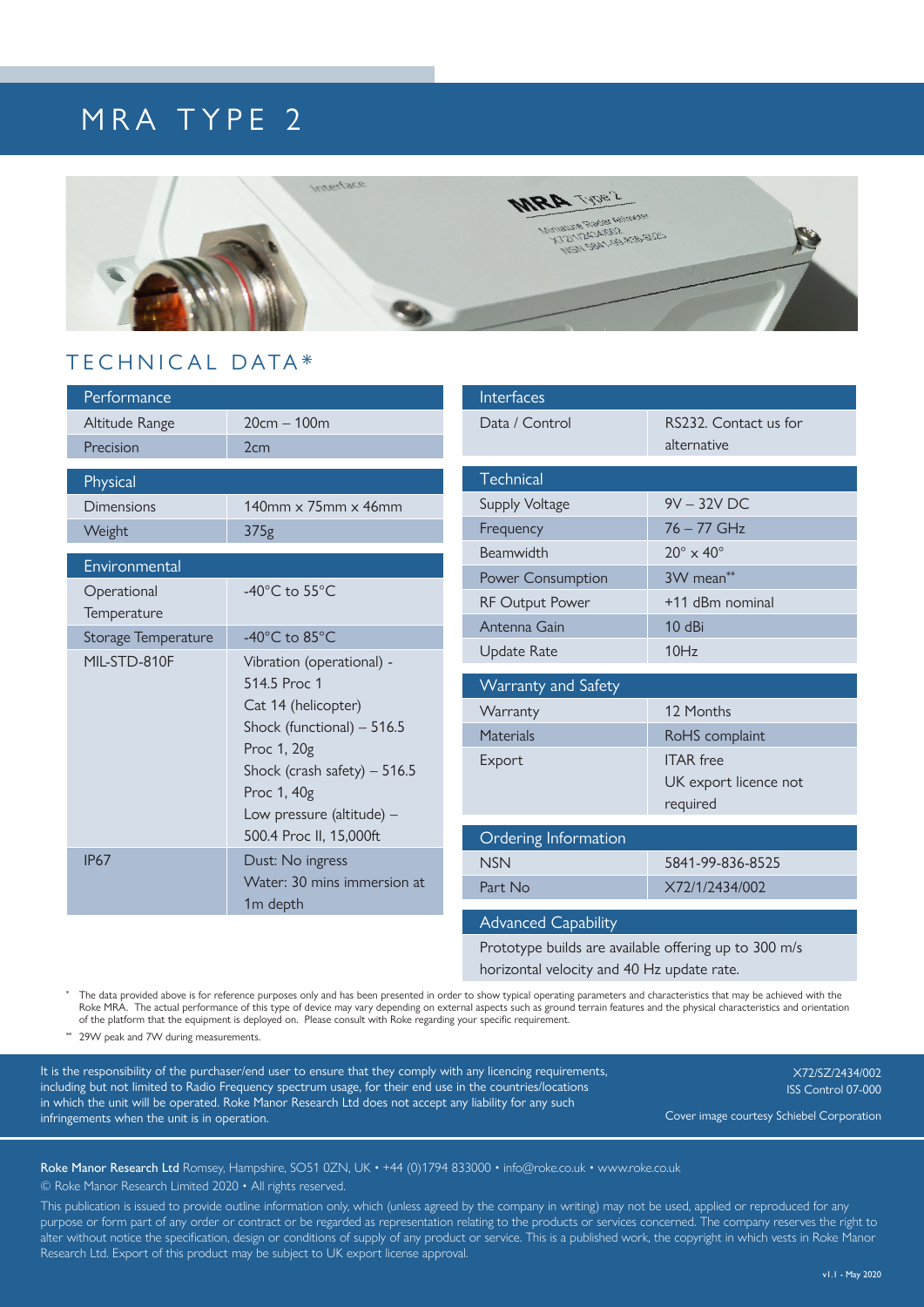# MRA TYPE 2

## TECHNICAL DATA*

| Performance | |
|---|---|
| Altitude Range | 20cm – 100m |
| Precision | 2cm |

| Physical | |
|---|---|
| Dimensions | 140mm x 75mm x 46mm |
| Weight | 375g |

| Environmental | |
|---|---|
| Operational Temperature | -40°C to 55°C |
| Storage Temperature | -40°C to 85°C |
| MIL-STD-810F | Vibration (operational) - 514.5 Proc 1<br>Cat 14 (helicopter)<br>Shock (functional) – 516.5 Proc 1, 20g<br>Shock (crash safety) – 516.5 Proc 1, 40g<br>Low pressure (altitude) – 500.4 Proc II, 15,000ft |
| IP67 | Dust: No ingress<br>Water: 30 mins immersion at 1m depth |

| Interfaces | |
|---|---|
| Data / Control | RS232. Contact us for alternative |

| Technical | |
|---|---|
| Supply Voltage | 9V – 32V DC |
| Frequency | 76 – 77 GHz |
| Beamwidth | 20° x 40° |
| Power Consumption | 3W mean** |
| RF Output Power | +11 dBm nominal |
| Antenna Gain | 10 dBi |
| Update Rate | 10Hz |

| Warranty and Safety | |
|---|---|
| Warranty | 12 Months |
| Materials | RoHS complaint |
| Export | ITAR free<br>UK export licence not required |

| Ordering Information | |
|---|---|
| NSN | 5841-99-836-8525 |
| Part No | X72/1/2434/002 |

**Advanced Capability**

Prototype builds are available offering up to 300 m/s horizontal velocity and 40 Hz update rate.

\* The data provided above is for reference purposes only and has been presented in order to show typical operating parameters and characteristics that may be achieved with the Roke MRA. The actual performance of this type of device may vary depending on external aspects such as ground terrain features and the physical characteristics and orientation of the platform that the equipment is deployed on. Please consult with Roke regarding your specific requirement.

** 29W peak and 7W during measurements.

It is the responsibility of the purchaser/end user to ensure that they comply with any licencing requirements, including but not limited to Radio Frequency spectrum usage, for their end use in the countries/locations in which the unit will be operated. Roke Manor Research Ltd does not accept any liability for any such infringements when the unit is in operation.

X72/SZ/2434/002
ISS Control 07-000

Cover image courtesy Schiebel Corporation

**Roke Manor Research Ltd** Romsey, Hampshire, SO51 0ZN, UK • +44 (0)1794 833000 • info@roke.co.uk • www.roke.co.uk

© Roke Manor Research Limited 2020 • All rights reserved.

This publication is issued to provide outline information only, which (unless agreed by the company in writing) may not be used, applied or reproduced for any purpose or form part of any order or contract or be regarded as representation relating to the products or services concerned. The company reserves the right to alter without notice the specification, design or conditions of supply of any product or service. This is a published work, the copyright in which vests in Roke Manor Research Ltd. Export of this product may be subject to UK export license approval.

v1.1 - May 2020